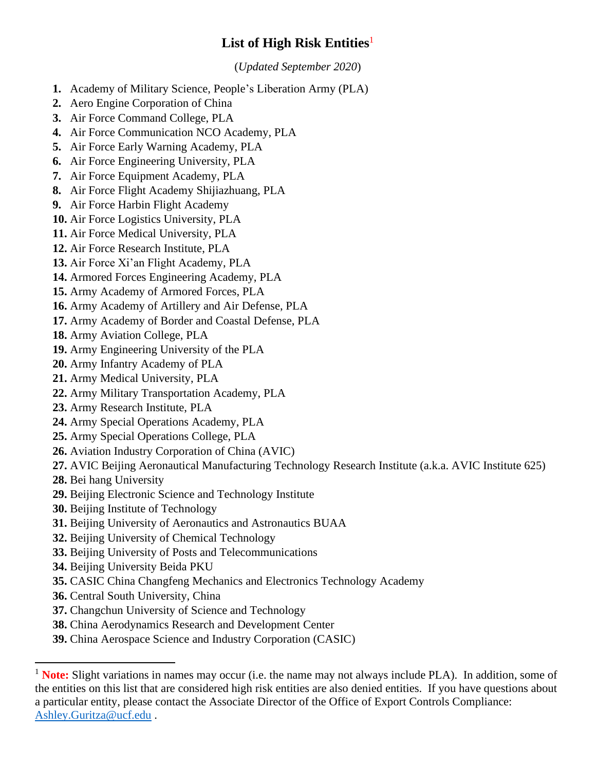# List of High Risk Entities[1]

(*Updated September 2020*)

1. Academy of Military Science, People's Liberation Army (PLA)
2. Aero Engine Corporation of China
3. Air Force Command College, PLA
4. Air Force Communication NCO Academy, PLA
5. Air Force Early Warning Academy, PLA
6. Air Force Engineering University, PLA
7. Air Force Equipment Academy, PLA
8. Air Force Flight Academy Shijiazhuang, PLA
9. Air Force Harbin Flight Academy
10. Air Force Logistics University, PLA
11. Air Force Medical University, PLA
12. Air Force Research Institute, PLA
13. Air Force Xi'an Flight Academy, PLA
14. Armored Forces Engineering Academy, PLA
15. Army Academy of Armored Forces, PLA
16. Army Academy of Artillery and Air Defense, PLA
17. Army Academy of Border and Coastal Defense, PLA
18. Army Aviation College, PLA
19. Army Engineering University of the PLA
20. Army Infantry Academy of PLA
21. Army Medical University, PLA
22. Army Military Transportation Academy, PLA
23. Army Research Institute, PLA
24. Army Special Operations Academy, PLA
25. Army Special Operations College, PLA
26. Aviation Industry Corporation of China (AVIC)
27. AVIC Beijing Aeronautical Manufacturing Technology Research Institute (a.k.a. AVIC Institute 625)
28. Bei hang University
29. Beijing Electronic Science and Technology Institute
30. Beijing Institute of Technology
31. Beijing University of Aeronautics and Astronautics BUAA
32. Beijing University of Chemical Technology
33. Beijing University of Posts and Telecommunications
34. Beijing University Beida PKU
35. CASIC China Changfeng Mechanics and Electronics Technology Academy
36. Central South University, China
37. Changchun University of Science and Technology
38. China Aerodynamics Research and Development Center
39. China Aerospace Science and Industry Corporation (CASIC)

---

[1] **Note:** Slight variations in names may occur (i.e. the name may not always include PLA). In addition, some of the entities on this list that are considered high risk entities are also denied entities. If you have questions about a particular entity, please contact the Associate Director of the Office of Export Controls Compliance: Ashley.Guritza@ucf.edu .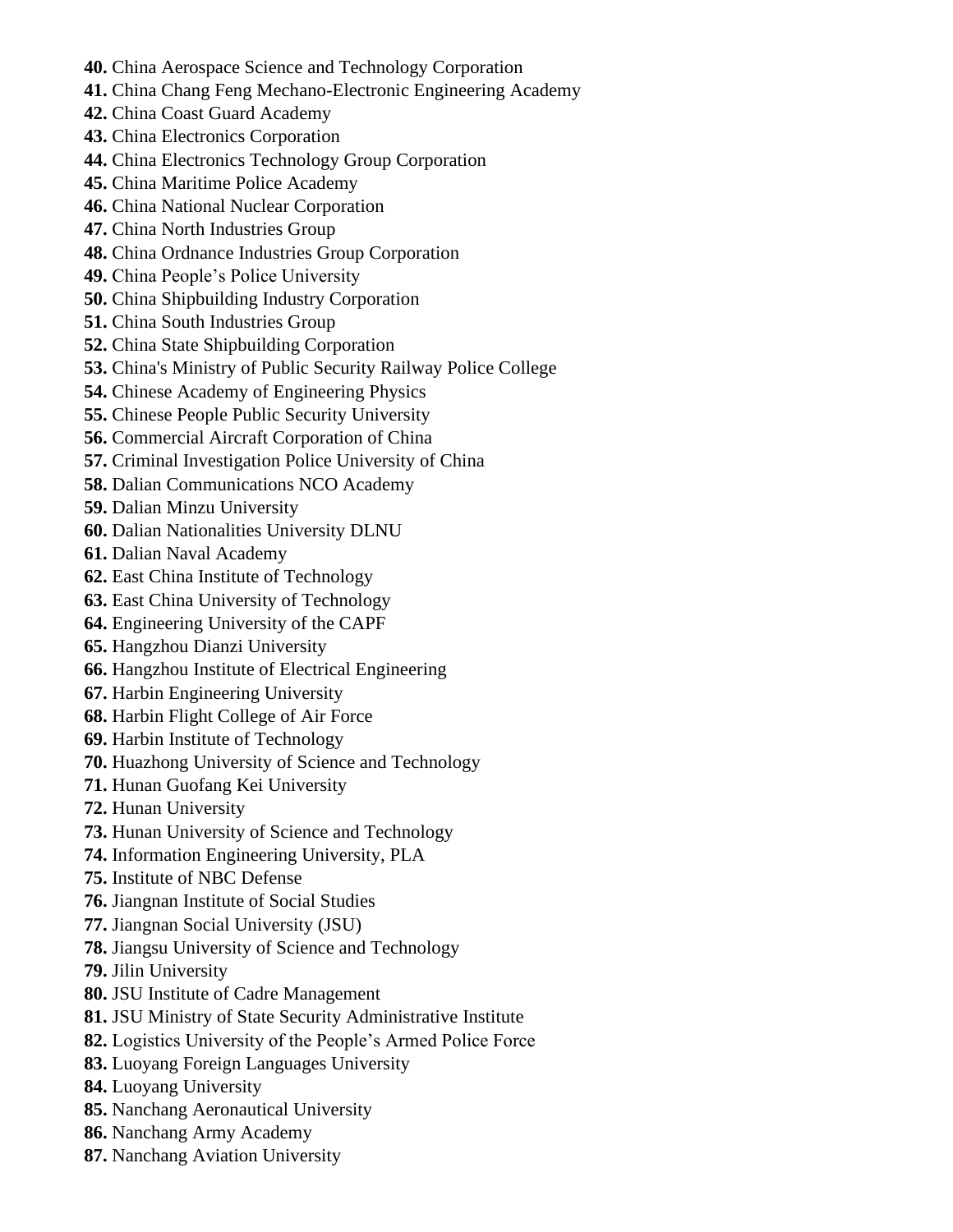**40.** China Aerospace Science and Technology Corporation
**41.** China Chang Feng Mechano-Electronic Engineering Academy
**42.** China Coast Guard Academy
**43.** China Electronics Corporation
**44.** China Electronics Technology Group Corporation
**45.** China Maritime Police Academy
**46.** China National Nuclear Corporation
**47.** China North Industries Group
**48.** China Ordnance Industries Group Corporation
**49.** China People's Police University
**50.** China Shipbuilding Industry Corporation
**51.** China South Industries Group
**52.** China State Shipbuilding Corporation
**53.** China's Ministry of Public Security Railway Police College
**54.** Chinese Academy of Engineering Physics
**55.** Chinese People Public Security University
**56.** Commercial Aircraft Corporation of China
**57.** Criminal Investigation Police University of China
**58.** Dalian Communications NCO Academy
**59.** Dalian Minzu University
**60.** Dalian Nationalities University DLNU
**61.** Dalian Naval Academy
**62.** East China Institute of Technology
**63.** East China University of Technology
**64.** Engineering University of the CAPF
**65.** Hangzhou Dianzi University
**66.** Hangzhou Institute of Electrical Engineering
**67.** Harbin Engineering University
**68.** Harbin Flight College of Air Force
**69.** Harbin Institute of Technology
**70.** Huazhong University of Science and Technology
**71.** Hunan Guofang Kei University
**72.** Hunan University
**73.** Hunan University of Science and Technology
**74.** Information Engineering University, PLA
**75.** Institute of NBC Defense
**76.** Jiangnan Institute of Social Studies
**77.** Jiangnan Social University (JSU)
**78.** Jiangsu University of Science and Technology
**79.** Jilin University
**80.** JSU Institute of Cadre Management
**81.** JSU Ministry of State Security Administrative Institute
**82.** Logistics University of the People's Armed Police Force
**83.** Luoyang Foreign Languages University
**84.** Luoyang University
**85.** Nanchang Aeronautical University
**86.** Nanchang Army Academy
**87.** Nanchang Aviation University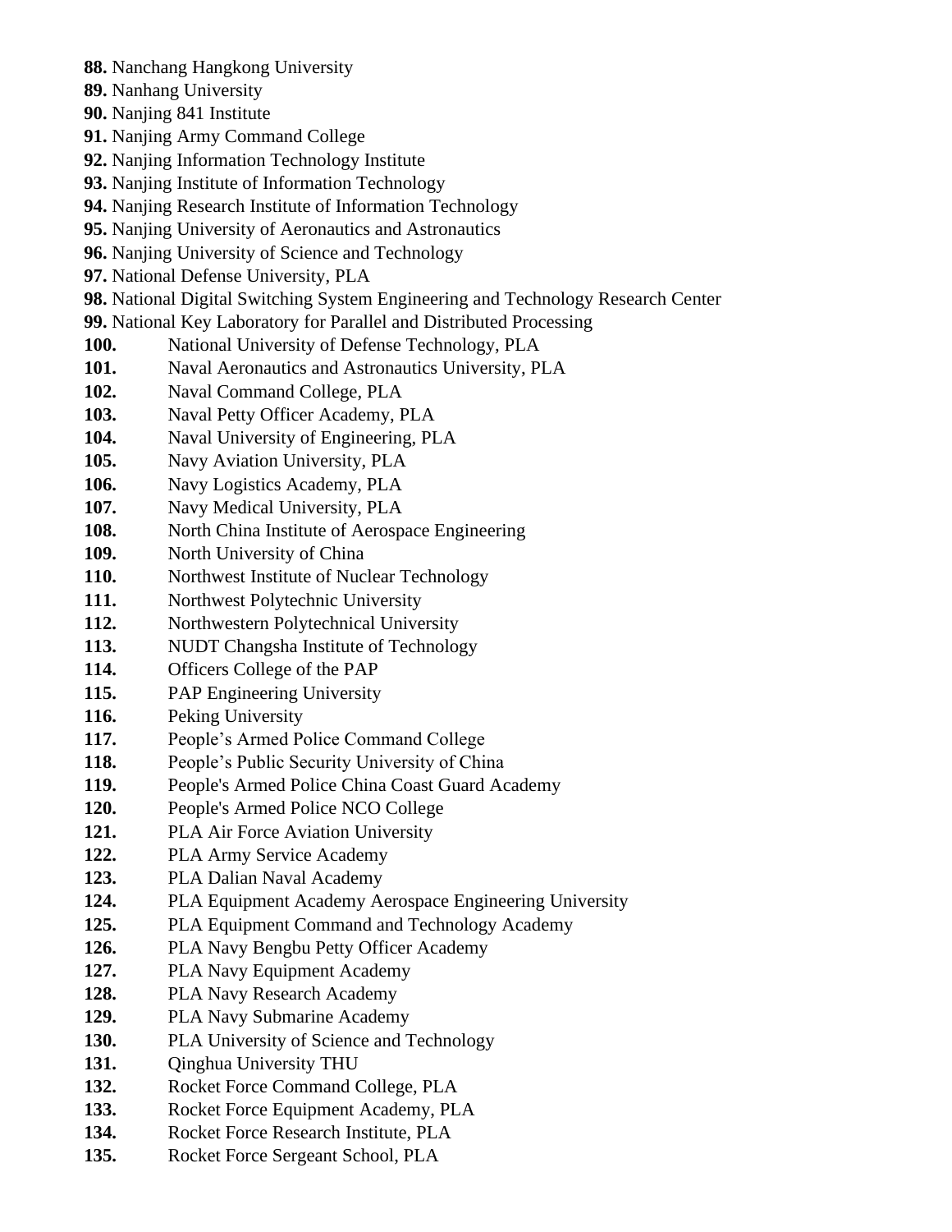**88.** Nanchang Hangkong University
**89.** Nanhang University
**90.** Nanjing 841 Institute
**91.** Nanjing Army Command College
**92.** Nanjing Information Technology Institute
**93.** Nanjing Institute of Information Technology
**94.** Nanjing Research Institute of Information Technology
**95.** Nanjing University of Aeronautics and Astronautics
**96.** Nanjing University of Science and Technology
**97.** National Defense University, PLA
**98.** National Digital Switching System Engineering and Technology Research Center
**99.** National Key Laboratory for Parallel and Distributed Processing
**100.** National University of Defense Technology, PLA
**101.** Naval Aeronautics and Astronautics University, PLA
**102.** Naval Command College, PLA
**103.** Naval Petty Officer Academy, PLA
**104.** Naval University of Engineering, PLA
**105.** Navy Aviation University, PLA
**106.** Navy Logistics Academy, PLA
**107.** Navy Medical University, PLA
**108.** North China Institute of Aerospace Engineering
**109.** North University of China
**110.** Northwest Institute of Nuclear Technology
**111.** Northwest Polytechnic University
**112.** Northwestern Polytechnical University
**113.** NUDT Changsha Institute of Technology
**114.** Officers College of the PAP
**115.** PAP Engineering University
**116.** Peking University
**117.** People's Armed Police Command College
**118.** People's Public Security University of China
**119.** People's Armed Police China Coast Guard Academy
**120.** People's Armed Police NCO College
**121.** PLA Air Force Aviation University
**122.** PLA Army Service Academy
**123.** PLA Dalian Naval Academy
**124.** PLA Equipment Academy Aerospace Engineering University
**125.** PLA Equipment Command and Technology Academy
**126.** PLA Navy Bengbu Petty Officer Academy
**127.** PLA Navy Equipment Academy
**128.** PLA Navy Research Academy
**129.** PLA Navy Submarine Academy
**130.** PLA University of Science and Technology
**131.** Qinghua University THU
**132.** Rocket Force Command College, PLA
**133.** Rocket Force Equipment Academy, PLA
**134.** Rocket Force Research Institute, PLA
**135.** Rocket Force Sergeant School, PLA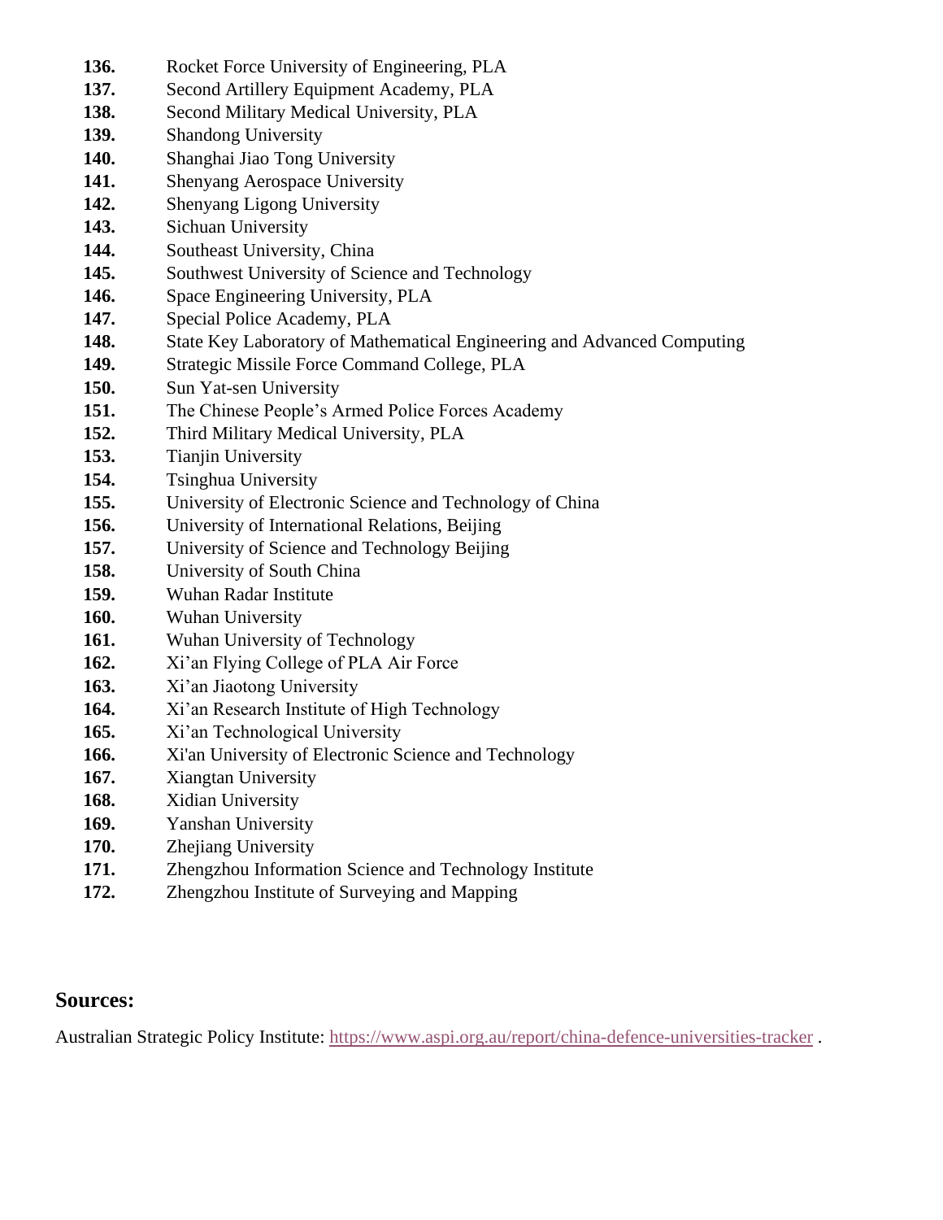136. Rocket Force University of Engineering, PLA
137. Second Artillery Equipment Academy, PLA
138. Second Military Medical University, PLA
139. Shandong University
140. Shanghai Jiao Tong University
141. Shenyang Aerospace University
142. Shenyang Ligong University
143. Sichuan University
144. Southeast University, China
145. Southwest University of Science and Technology
146. Space Engineering University, PLA
147. Special Police Academy, PLA
148. State Key Laboratory of Mathematical Engineering and Advanced Computing
149. Strategic Missile Force Command College, PLA
150. Sun Yat-sen University
151. The Chinese People's Armed Police Forces Academy
152. Third Military Medical University, PLA
153. Tianjin University
154. Tsinghua University
155. University of Electronic Science and Technology of China
156. University of International Relations, Beijing
157. University of Science and Technology Beijing
158. University of South China
159. Wuhan Radar Institute
160. Wuhan University
161. Wuhan University of Technology
162. Xi'an Flying College of PLA Air Force
163. Xi'an Jiaotong University
164. Xi'an Research Institute of High Technology
165. Xi'an Technological University
166. Xi'an University of Electronic Science and Technology
167. Xiangtan University
168. Xidian University
169. Yanshan University
170. Zhejiang University
171. Zhengzhou Information Science and Technology Institute
172. Zhengzhou Institute of Surveying and Mapping

## Sources:

Australian Strategic Policy Institute: https://www.aspi.org.au/report/china-defence-universities-tracker .